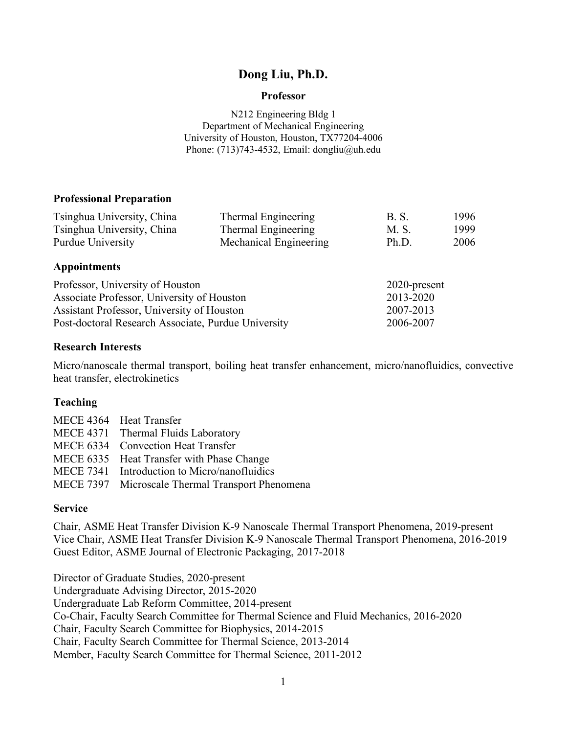# Dong Liu, Ph.D.

**Professor**

N212 Engineering Bldg 1
Department of Mechanical Engineering
University of Houston, Houston, TX77204-4006
Phone: (713)743-4532, Email: dongliu@uh.edu

## Professional Preparation

| | | | |
|---|---|---|---|
| Tsinghua University, China | Thermal Engineering | B. S. | 1996 |
| Tsinghua University, China | Thermal Engineering | M. S. | 1999 |
| Purdue University | Mechanical Engineering | Ph.D. | 2006 |

## Appointments

| | |
|---|---|
| Professor, University of Houston | 2020-present |
| Associate Professor, University of Houston | 2013-2020 |
| Assistant Professor, University of Houston | 2007-2013 |
| Post-doctoral Research Associate, Purdue University | 2006-2007 |

## Research Interests

Micro/nanoscale thermal transport, boiling heat transfer enhancement, micro/nanofluidics, convective heat transfer, electrokinetics

## Teaching

| | |
|---|---|
| MECE 4364 | Heat Transfer |
| MECE 4371 | Thermal Fluids Laboratory |
| MECE 6334 | Convection Heat Transfer |
| MECE 6335 | Heat Transfer with Phase Change |
| MECE 7341 | Introduction to Micro/nanofluidics |
| MECE 7397 | Microscale Thermal Transport Phenomena |

## Service

Chair, ASME Heat Transfer Division K-9 Nanoscale Thermal Transport Phenomena, 2019-present
Vice Chair, ASME Heat Transfer Division K-9 Nanoscale Thermal Transport Phenomena, 2016-2019
Guest Editor, ASME Journal of Electronic Packaging, 2017-2018

Director of Graduate Studies, 2020-present
Undergraduate Advising Director, 2015-2020
Undergraduate Lab Reform Committee, 2014-present
Co-Chair, Faculty Search Committee for Thermal Science and Fluid Mechanics, 2016-2020
Chair, Faculty Search Committee for Biophysics, 2014-2015
Chair, Faculty Search Committee for Thermal Science, 2013-2014
Member, Faculty Search Committee for Thermal Science, 2011-2012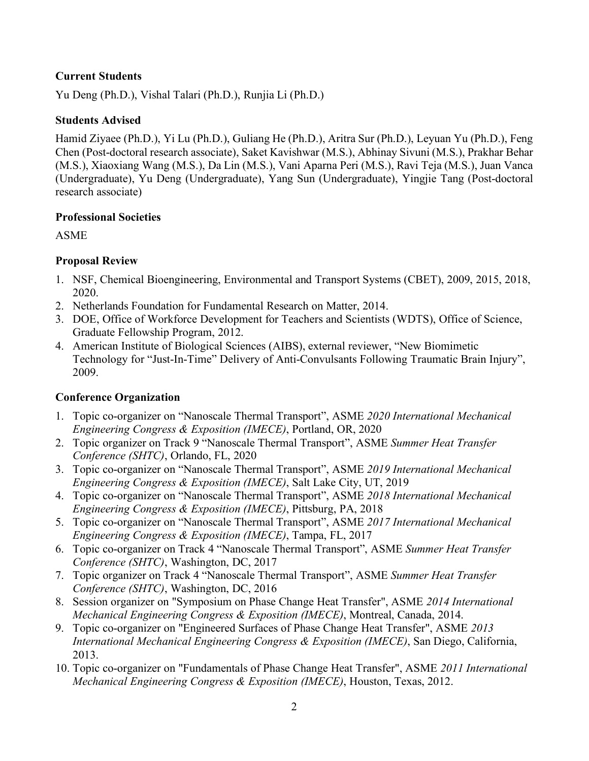### Current Students

Yu Deng (Ph.D.), Vishal Talari (Ph.D.), Runjia Li (Ph.D.)

### Students Advised

Hamid Ziyaee (Ph.D.), Yi Lu (Ph.D.), Guliang He (Ph.D.), Aritra Sur (Ph.D.), Leyuan Yu (Ph.D.), Feng Chen (Post-doctoral research associate), Saket Kavishwar (M.S.), Abhinay Sivuni (M.S.), Prakhar Behar (M.S.), Xiaoxiang Wang (M.S.), Da Lin (M.S.), Vani Aparna Peri (M.S.), Ravi Teja (M.S.), Juan Vanca (Undergraduate), Yu Deng (Undergraduate), Yang Sun (Undergraduate), Yingjie Tang (Post-doctoral research associate)

### Professional Societies

ASME

### Proposal Review

1. NSF, Chemical Bioengineering, Environmental and Transport Systems (CBET), 2009, 2015, 2018, 2020.
2. Netherlands Foundation for Fundamental Research on Matter, 2014.
3. DOE, Office of Workforce Development for Teachers and Scientists (WDTS), Office of Science, Graduate Fellowship Program, 2012.
4. American Institute of Biological Sciences (AIBS), external reviewer, "New Biomimetic Technology for "Just-In-Time" Delivery of Anti-Convulsants Following Traumatic Brain Injury", 2009.

### Conference Organization

1. Topic co-organizer on "Nanoscale Thermal Transport", ASME *2020 International Mechanical Engineering Congress & Exposition (IMECE)*, Portland, OR, 2020
2. Topic organizer on Track 9 "Nanoscale Thermal Transport", ASME *Summer Heat Transfer Conference (SHTC)*, Orlando, FL, 2020
3. Topic co-organizer on "Nanoscale Thermal Transport", ASME *2019 International Mechanical Engineering Congress & Exposition (IMECE)*, Salt Lake City, UT, 2019
4. Topic co-organizer on "Nanoscale Thermal Transport", ASME *2018 International Mechanical Engineering Congress & Exposition (IMECE)*, Pittsburg, PA, 2018
5. Topic co-organizer on "Nanoscale Thermal Transport", ASME *2017 International Mechanical Engineering Congress & Exposition (IMECE)*, Tampa, FL, 2017
6. Topic co-organizer on Track 4 "Nanoscale Thermal Transport", ASME *Summer Heat Transfer Conference (SHTC)*, Washington, DC, 2017
7. Topic organizer on Track 4 "Nanoscale Thermal Transport", ASME *Summer Heat Transfer Conference (SHTC)*, Washington, DC, 2016
8. Session organizer on "Symposium on Phase Change Heat Transfer", ASME *2014 International Mechanical Engineering Congress & Exposition (IMECE)*, Montreal, Canada, 2014.
9. Topic co-organizer on "Engineered Surfaces of Phase Change Heat Transfer", ASME *2013 International Mechanical Engineering Congress & Exposition (IMECE)*, San Diego, California, 2013.
10. Topic co-organizer on "Fundamentals of Phase Change Heat Transfer", ASME *2011 International Mechanical Engineering Congress & Exposition (IMECE)*, Houston, Texas, 2012.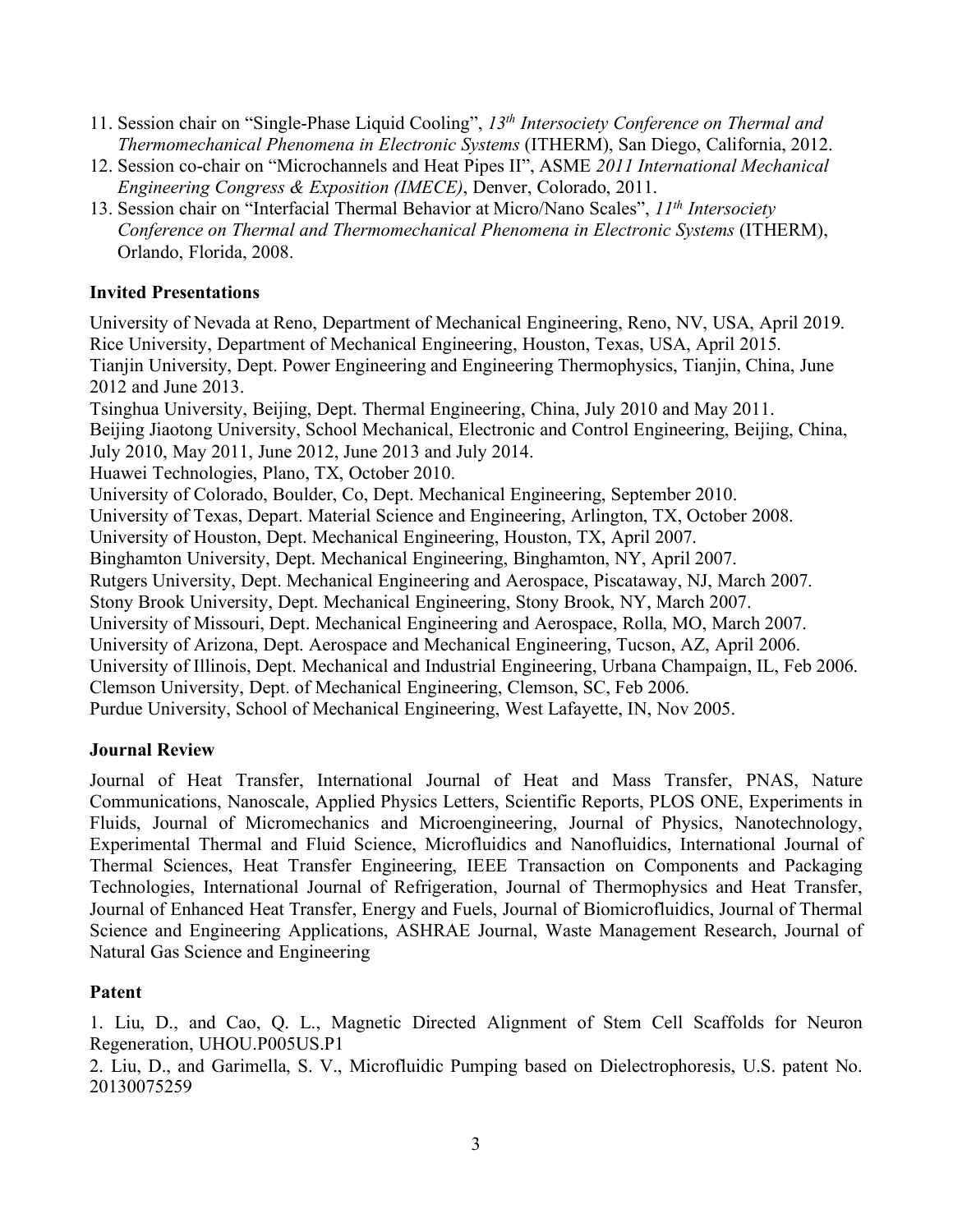11. Session chair on “Single-Phase Liquid Cooling”, *13th Intersociety Conference on Thermal and Thermomechanical Phenomena in Electronic Systems* (ITHERM), San Diego, California, 2012.
12. Session co-chair on “Microchannels and Heat Pipes II”, ASME *2011 International Mechanical Engineering Congress & Exposition (IMECE)*, Denver, Colorado, 2011.
13. Session chair on “Interfacial Thermal Behavior at Micro/Nano Scales”, *11th Intersociety Conference on Thermal and Thermomechanical Phenomena in Electronic Systems* (ITHERM), Orlando, Florida, 2008.

### Invited Presentations

University of Nevada at Reno, Department of Mechanical Engineering, Reno, NV, USA, April 2019.
Rice University, Department of Mechanical Engineering, Houston, Texas, USA, April 2015.
Tianjin University, Dept. Power Engineering and Engineering Thermophysics, Tianjin, China, June 2012 and June 2013.
Tsinghua University, Beijing, Dept. Thermal Engineering, China, July 2010 and May 2011.
Beijing Jiaotong University, School Mechanical, Electronic and Control Engineering, Beijing, China, July 2010, May 2011, June 2012, June 2013 and July 2014.
Huawei Technologies, Plano, TX, October 2010.
University of Colorado, Boulder, Co, Dept. Mechanical Engineering, September 2010.
University of Texas, Depart. Material Science and Engineering, Arlington, TX, October 2008.
University of Houston, Dept. Mechanical Engineering, Houston, TX, April 2007.
Binghamton University, Dept. Mechanical Engineering, Binghamton, NY, April 2007.
Rutgers University, Dept. Mechanical Engineering and Aerospace, Piscataway, NJ, March 2007.
Stony Brook University, Dept. Mechanical Engineering, Stony Brook, NY, March 2007.
University of Missouri, Dept. Mechanical Engineering and Aerospace, Rolla, MO, March 2007.
University of Arizona, Dept. Aerospace and Mechanical Engineering, Tucson, AZ, April 2006.
University of Illinois, Dept. Mechanical and Industrial Engineering, Urbana Champaign, IL, Feb 2006.
Clemson University, Dept. of Mechanical Engineering, Clemson, SC, Feb 2006.
Purdue University, School of Mechanical Engineering, West Lafayette, IN, Nov 2005.

### Journal Review

Journal of Heat Transfer, International Journal of Heat and Mass Transfer, PNAS, Nature Communications, Nanoscale, Applied Physics Letters, Scientific Reports, PLOS ONE, Experiments in Fluids, Journal of Micromechanics and Microengineering, Journal of Physics, Nanotechnology, Experimental Thermal and Fluid Science, Microfluidics and Nanofluidics, International Journal of Thermal Sciences, Heat Transfer Engineering, IEEE Transaction on Components and Packaging Technologies, International Journal of Refrigeration, Journal of Thermophysics and Heat Transfer, Journal of Enhanced Heat Transfer, Energy and Fuels, Journal of Biomicrofluidics, Journal of Thermal Science and Engineering Applications, ASHRAE Journal, Waste Management Research, Journal of Natural Gas Science and Engineering

### Patent

1. Liu, D., and Cao, Q. L., Magnetic Directed Alignment of Stem Cell Scaffolds for Neuron Regeneration, UHOU.P005US.P1

2. Liu, D., and Garimella, S. V., Microfluidic Pumping based on Dielectrophoresis, U.S. patent No. 20130075259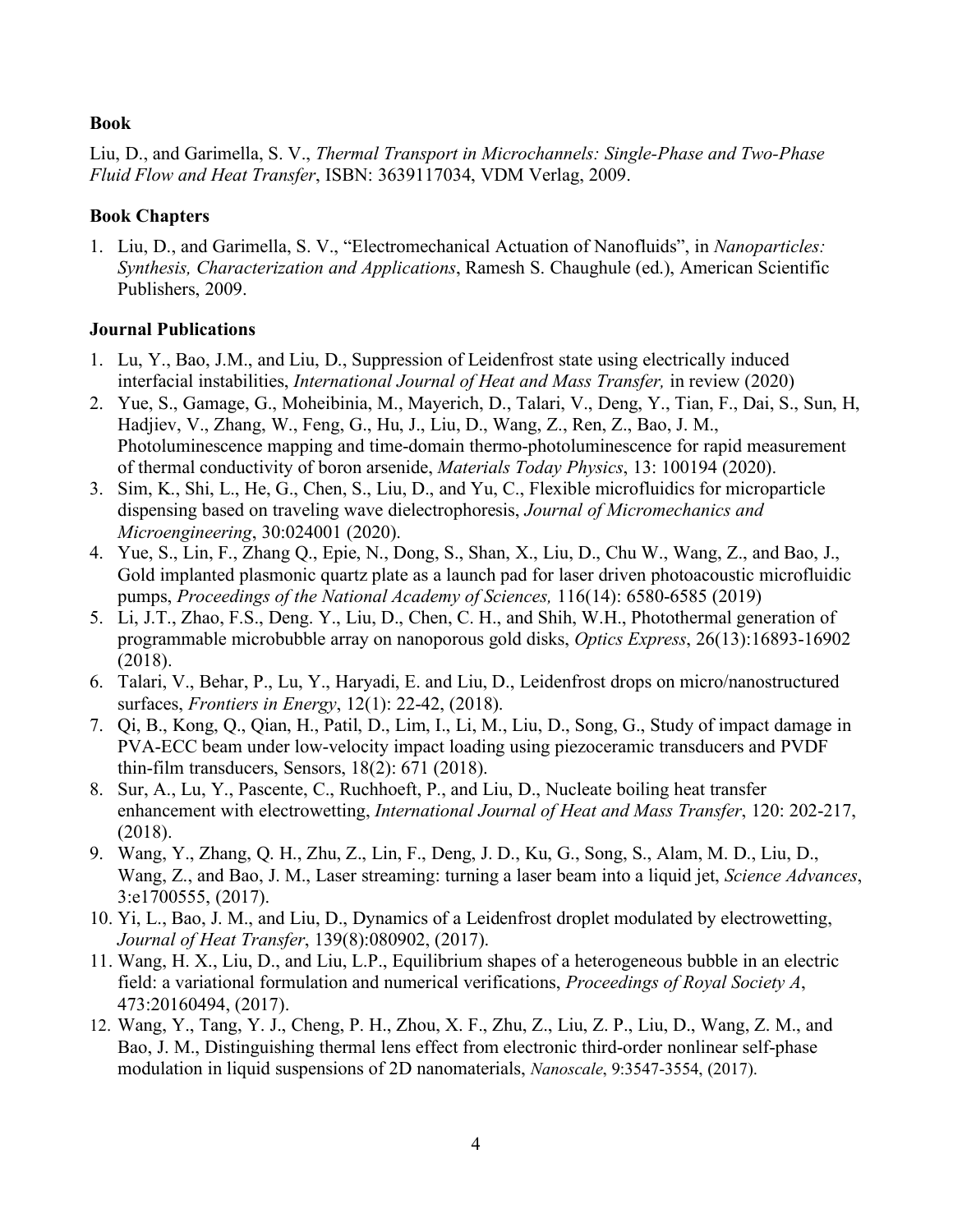### Book

Liu, D., and Garimella, S. V., *Thermal Transport in Microchannels: Single-Phase and Two-Phase Fluid Flow and Heat Transfer*, ISBN: 3639117034, VDM Verlag, 2009.

### Book Chapters

1. Liu, D., and Garimella, S. V., "Electromechanical Actuation of Nanofluids", in *Nanoparticles: Synthesis, Characterization and Applications*, Ramesh S. Chaughule (ed.), American Scientific Publishers, 2009.

### Journal Publications

1. Lu, Y., Bao, J.M., and Liu, D., Suppression of Leidenfrost state using electrically induced interfacial instabilities, *International Journal of Heat and Mass Transfer,* in review (2020)
2. Yue, S., Gamage, G., Moheibinia, M., Mayerich, D., Talari, V., Deng, Y., Tian, F., Dai, S., Sun, H, Hadjiev, V., Zhang, W., Feng, G., Hu, J., Liu, D., Wang, Z., Ren, Z., Bao, J. M., Photoluminescence mapping and time-domain thermo-photoluminescence for rapid measurement of thermal conductivity of boron arsenide, *Materials Today Physics*, 13: 100194 (2020).
3. Sim, K., Shi, L., He, G., Chen, S., Liu, D., and Yu, C., Flexible microfluidics for microparticle dispensing based on traveling wave dielectrophoresis, *Journal of Micromechanics and Microengineering*, 30:024001 (2020).
4. Yue, S., Lin, F., Zhang Q., Epie, N., Dong, S., Shan, X., Liu, D., Chu W., Wang, Z., and Bao, J., Gold implanted plasmonic quartz plate as a launch pad for laser driven photoacoustic microfluidic pumps, *Proceedings of the National Academy of Sciences,* 116(14): 6580-6585 (2019)
5. Li, J.T., Zhao, F.S., Deng. Y., Liu, D., Chen, C. H., and Shih, W.H., Photothermal generation of programmable microbubble array on nanoporous gold disks, *Optics Express*, 26(13):16893-16902 (2018).
6. Talari, V., Behar, P., Lu, Y., Haryadi, E. and Liu, D., Leidenfrost drops on micro/nanostructured surfaces, *Frontiers in Energy*, 12(1): 22-42, (2018).
7. Qi, B., Kong, Q., Qian, H., Patil, D., Lim, I., Li, M., Liu, D., Song, G., Study of impact damage in PVA-ECC beam under low-velocity impact loading using piezoceramic transducers and PVDF thin-film transducers, Sensors, 18(2): 671 (2018).
8. Sur, A., Lu, Y., Pascente, C., Ruchhoeft, P., and Liu, D., Nucleate boiling heat transfer enhancement with electrowetting, *International Journal of Heat and Mass Transfer*, 120: 202-217, (2018).
9. Wang, Y., Zhang, Q. H., Zhu, Z., Lin, F., Deng, J. D., Ku, G., Song, S., Alam, M. D., Liu, D., Wang, Z., and Bao, J. M., Laser streaming: turning a laser beam into a liquid jet, *Science Advances*, 3:e1700555, (2017).
10. Yi, L., Bao, J. M., and Liu, D., Dynamics of a Leidenfrost droplet modulated by electrowetting, *Journal of Heat Transfer*, 139(8):080902, (2017).
11. Wang, H. X., Liu, D., and Liu, L.P., Equilibrium shapes of a heterogeneous bubble in an electric field: a variational formulation and numerical verifications, *Proceedings of Royal Society A*, 473:20160494, (2017).
12. Wang, Y., Tang, Y. J., Cheng, P. H., Zhou, X. F., Zhu, Z., Liu, Z. P., Liu, D., Wang, Z. M., and Bao, J. M., Distinguishing thermal lens effect from electronic third-order nonlinear self-phase modulation in liquid suspensions of 2D nanomaterials, *Nanoscale*, 9:3547-3554, (2017).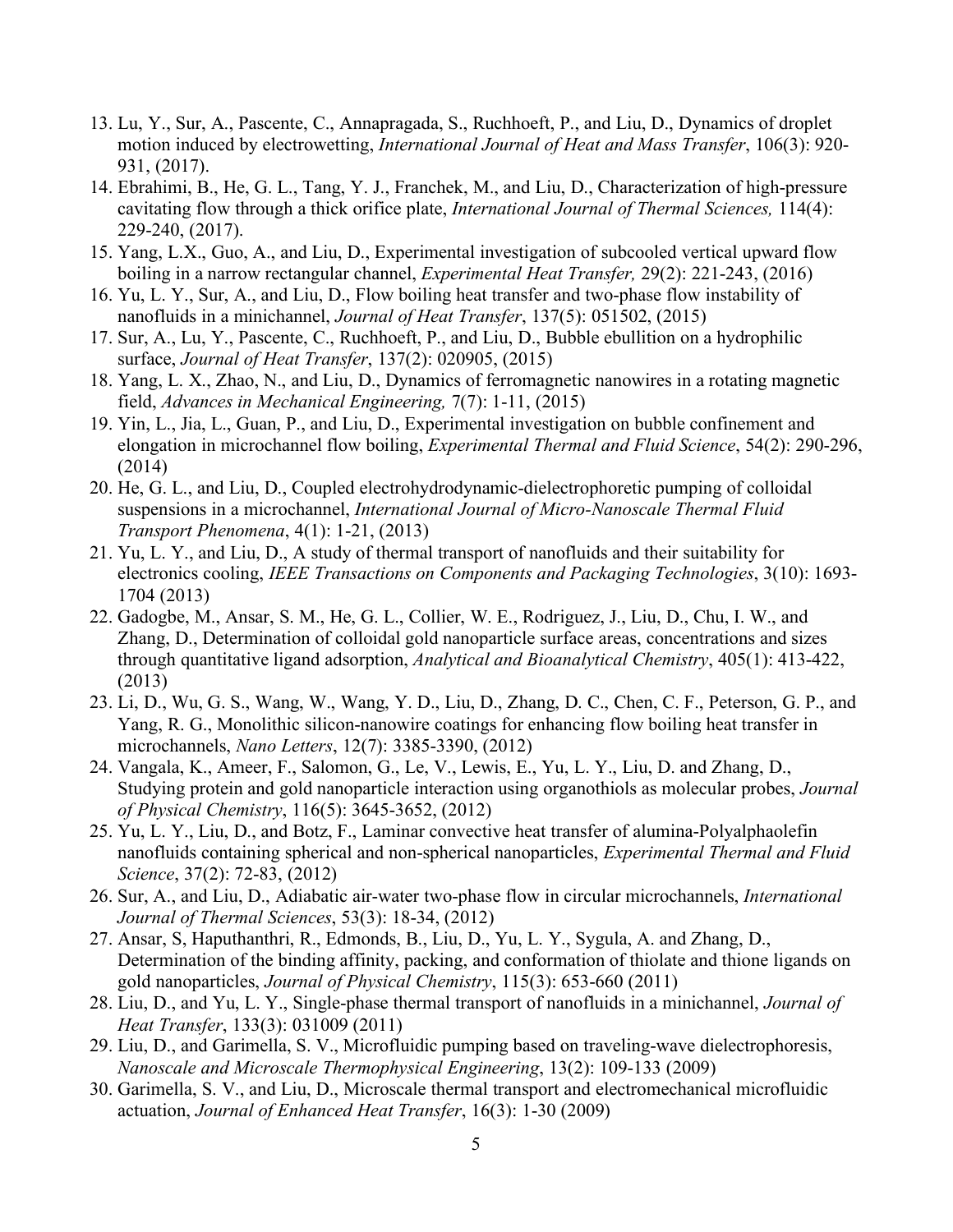13. Lu, Y., Sur, A., Pascente, C., Annapragada, S., Ruchhoeft, P., and Liu, D., Dynamics of droplet motion induced by electrowetting, *International Journal of Heat and Mass Transfer*, 106(3): 920-931, (2017).
14. Ebrahimi, B., He, G. L., Tang, Y. J., Franchek, M., and Liu, D., Characterization of high-pressure cavitating flow through a thick orifice plate, *International Journal of Thermal Sciences,* 114(4): 229-240, (2017).
15. Yang, L.X., Guo, A., and Liu, D., Experimental investigation of subcooled vertical upward flow boiling in a narrow rectangular channel, *Experimental Heat Transfer,* 29(2): 221-243, (2016)
16. Yu, L. Y., Sur, A., and Liu, D., Flow boiling heat transfer and two-phase flow instability of nanofluids in a minichannel, *Journal of Heat Transfer*, 137(5): 051502, (2015)
17. Sur, A., Lu, Y., Pascente, C., Ruchhoeft, P., and Liu, D., Bubble ebullition on a hydrophilic surface, *Journal of Heat Transfer*, 137(2): 020905, (2015)
18. Yang, L. X., Zhao, N., and Liu, D., Dynamics of ferromagnetic nanowires in a rotating magnetic field, *Advances in Mechanical Engineering,* 7(7): 1-11, (2015)
19. Yin, L., Jia, L., Guan, P., and Liu, D., Experimental investigation on bubble confinement and elongation in microchannel flow boiling, *Experimental Thermal and Fluid Science*, 54(2): 290-296, (2014)
20. He, G. L., and Liu, D., Coupled electrohydrodynamic-dielectrophoretic pumping of colloidal suspensions in a microchannel, *International Journal of Micro-Nanoscale Thermal Fluid Transport Phenomena*, 4(1): 1-21, (2013)
21. Yu, L. Y., and Liu, D., A study of thermal transport of nanofluids and their suitability for electronics cooling, *IEEE Transactions on Components and Packaging Technologies*, 3(10): 1693-1704 (2013)
22. Gadogbe, M., Ansar, S. M., He, G. L., Collier, W. E., Rodriguez, J., Liu, D., Chu, I. W., and Zhang, D., Determination of colloidal gold nanoparticle surface areas, concentrations and sizes through quantitative ligand adsorption, *Analytical and Bioanalytical Chemistry*, 405(1): 413-422, (2013)
23. Li, D., Wu, G. S., Wang, W., Wang, Y. D., Liu, D., Zhang, D. C., Chen, C. F., Peterson, G. P., and Yang, R. G., Monolithic silicon-nanowire coatings for enhancing flow boiling heat transfer in microchannels, *Nano Letters*, 12(7): 3385-3390, (2012)
24. Vangala, K., Ameer, F., Salomon, G., Le, V., Lewis, E., Yu, L. Y., Liu, D. and Zhang, D., Studying protein and gold nanoparticle interaction using organothiols as molecular probes, *Journal of Physical Chemistry*, 116(5): 3645-3652, (2012)
25. Yu, L. Y., Liu, D., and Botz, F., Laminar convective heat transfer of alumina-Polyalphaolefin nanofluids containing spherical and non-spherical nanoparticles, *Experimental Thermal and Fluid Science*, 37(2): 72-83, (2012)
26. Sur, A., and Liu, D., Adiabatic air-water two-phase flow in circular microchannels, *International Journal of Thermal Sciences*, 53(3): 18-34, (2012)
27. Ansar, S, Haputhanthri, R., Edmonds, B., Liu, D., Yu, L. Y., Sygula, A. and Zhang, D., Determination of the binding affinity, packing, and conformation of thiolate and thione ligands on gold nanoparticles, *Journal of Physical Chemistry*, 115(3): 653-660 (2011)
28. Liu, D., and Yu, L. Y., Single-phase thermal transport of nanofluids in a minichannel, *Journal of Heat Transfer*, 133(3): 031009 (2011)
29. Liu, D., and Garimella, S. V., Microfluidic pumping based on traveling-wave dielectrophoresis, *Nanoscale and Microscale Thermophysical Engineering*, 13(2): 109-133 (2009)
30. Garimella, S. V., and Liu, D., Microscale thermal transport and electromechanical microfluidic actuation, *Journal of Enhanced Heat Transfer*, 16(3): 1-30 (2009)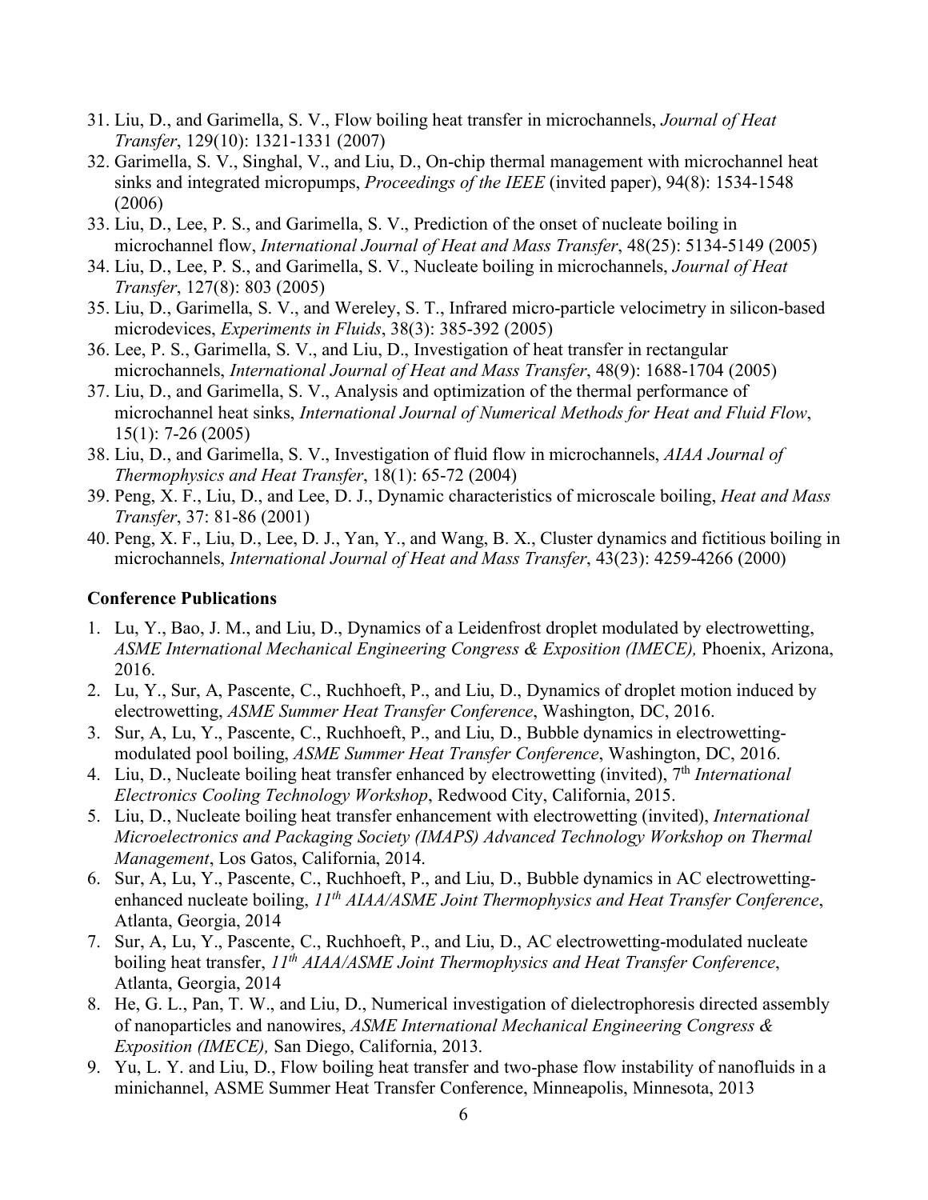31. Liu, D., and Garimella, S. V., Flow boiling heat transfer in microchannels, *Journal of Heat Transfer*, 129(10): 1321-1331 (2007)
32. Garimella, S. V., Singhal, V., and Liu, D., On-chip thermal management with microchannel heat sinks and integrated micropumps, *Proceedings of the IEEE* (invited paper), 94(8): 1534-1548 (2006)
33. Liu, D., Lee, P. S., and Garimella, S. V., Prediction of the onset of nucleate boiling in microchannel flow, *International Journal of Heat and Mass Transfer*, 48(25): 5134-5149 (2005)
34. Liu, D., Lee, P. S., and Garimella, S. V., Nucleate boiling in microchannels, *Journal of Heat Transfer*, 127(8): 803 (2005)
35. Liu, D., Garimella, S. V., and Wereley, S. T., Infrared micro-particle velocimetry in silicon-based microdevices, *Experiments in Fluids*, 38(3): 385-392 (2005)
36. Lee, P. S., Garimella, S. V., and Liu, D., Investigation of heat transfer in rectangular microchannels, *International Journal of Heat and Mass Transfer*, 48(9): 1688-1704 (2005)
37. Liu, D., and Garimella, S. V., Analysis and optimization of the thermal performance of microchannel heat sinks, *International Journal of Numerical Methods for Heat and Fluid Flow*, 15(1): 7-26 (2005)
38. Liu, D., and Garimella, S. V., Investigation of fluid flow in microchannels, *AIAA Journal of Thermophysics and Heat Transfer*, 18(1): 65-72 (2004)
39. Peng, X. F., Liu, D., and Lee, D. J., Dynamic characteristics of microscale boiling, *Heat and Mass Transfer*, 37: 81-86 (2001)
40. Peng, X. F., Liu, D., Lee, D. J., Yan, Y., and Wang, B. X., Cluster dynamics and fictitious boiling in microchannels, *International Journal of Heat and Mass Transfer*, 43(23): 4259-4266 (2000)

**Conference Publications**

1. Lu, Y., Bao, J. M., and Liu, D., Dynamics of a Leidenfrost droplet modulated by electrowetting, *ASME International Mechanical Engineering Congress & Exposition (IMECE),* Phoenix, Arizona, 2016.
2. Lu, Y., Sur, A, Pascente, C., Ruchhoeft, P., and Liu, D., Dynamics of droplet motion induced by electrowetting, *ASME Summer Heat Transfer Conference*, Washington, DC, 2016.
3. Sur, A, Lu, Y., Pascente, C., Ruchhoeft, P., and Liu, D., Bubble dynamics in electrowetting-modulated pool boiling, *ASME Summer Heat Transfer Conference*, Washington, DC, 2016.
4. Liu, D., Nucleate boiling heat transfer enhanced by electrowetting (invited), 7th *International Electronics Cooling Technology Workshop*, Redwood City, California, 2015.
5. Liu, D., Nucleate boiling heat transfer enhancement with electrowetting (invited), *International Microelectronics and Packaging Society (IMAPS) Advanced Technology Workshop on Thermal Management*, Los Gatos, California, 2014.
6. Sur, A, Lu, Y., Pascente, C., Ruchhoeft, P., and Liu, D., Bubble dynamics in AC electrowetting-enhanced nucleate boiling, *11th AIAA/ASME Joint Thermophysics and Heat Transfer Conference*, Atlanta, Georgia, 2014
7. Sur, A, Lu, Y., Pascente, C., Ruchhoeft, P., and Liu, D., AC electrowetting-modulated nucleate boiling heat transfer, *11th AIAA/ASME Joint Thermophysics and Heat Transfer Conference*, Atlanta, Georgia, 2014
8. He, G. L., Pan, T. W., and Liu, D., Numerical investigation of dielectrophoresis directed assembly of nanoparticles and nanowires, *ASME International Mechanical Engineering Congress & Exposition (IMECE),* San Diego, California, 2013.
9. Yu, L. Y. and Liu, D., Flow boiling heat transfer and two-phase flow instability of nanofluids in a minichannel, ASME Summer Heat Transfer Conference, Minneapolis, Minnesota, 2013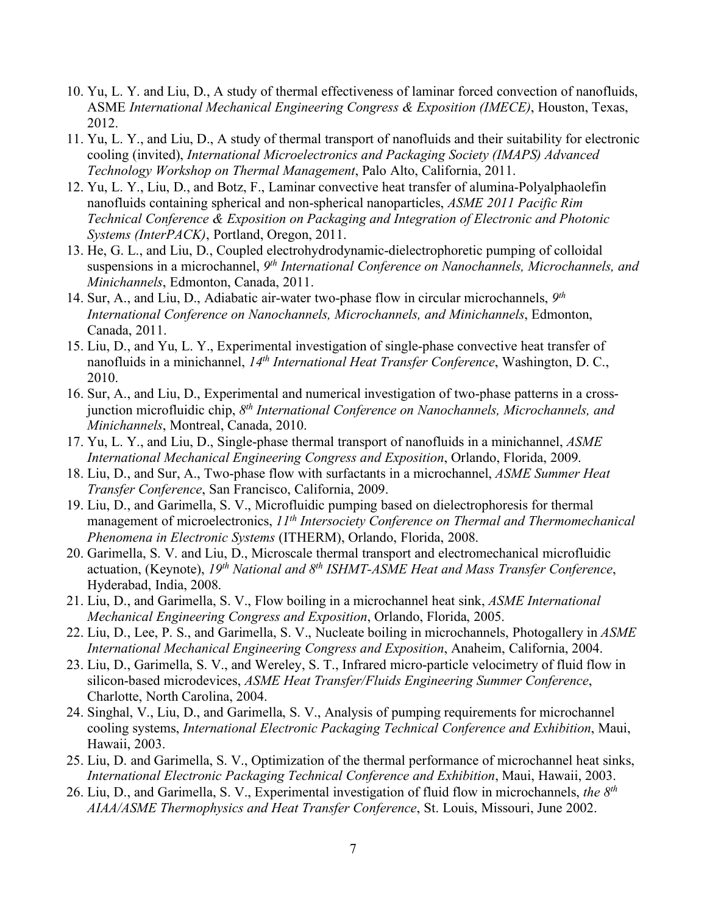10. Yu, L. Y. and Liu, D., A study of thermal effectiveness of laminar forced convection of nanofluids, ASME *International Mechanical Engineering Congress & Exposition (IMECE)*, Houston, Texas, 2012.
11. Yu, L. Y., and Liu, D., A study of thermal transport of nanofluids and their suitability for electronic cooling (invited), *International Microelectronics and Packaging Society (IMAPS) Advanced Technology Workshop on Thermal Management*, Palo Alto, California, 2011.
12. Yu, L. Y., Liu, D., and Botz, F., Laminar convective heat transfer of alumina-Polyalphaolefin nanofluids containing spherical and non-spherical nanoparticles, *ASME 2011 Pacific Rim Technical Conference & Exposition on Packaging and Integration of Electronic and Photonic Systems (InterPACK)*, Portland, Oregon, 2011.
13. He, G. L., and Liu, D., Coupled electrohydrodynamic-dielectrophoretic pumping of colloidal suspensions in a microchannel, *9th International Conference on Nanochannels, Microchannels, and Minichannels*, Edmonton, Canada, 2011.
14. Sur, A., and Liu, D., Adiabatic air-water two-phase flow in circular microchannels, *9th International Conference on Nanochannels, Microchannels, and Minichannels*, Edmonton, Canada, 2011.
15. Liu, D., and Yu, L. Y., Experimental investigation of single-phase convective heat transfer of nanofluids in a minichannel, *14th International Heat Transfer Conference*, Washington, D. C., 2010.
16. Sur, A., and Liu, D., Experimental and numerical investigation of two-phase patterns in a cross-junction microfluidic chip, *8th International Conference on Nanochannels, Microchannels, and Minichannels*, Montreal, Canada, 2010.
17. Yu, L. Y., and Liu, D., Single-phase thermal transport of nanofluids in a minichannel, *ASME International Mechanical Engineering Congress and Exposition*, Orlando, Florida, 2009.
18. Liu, D., and Sur, A., Two-phase flow with surfactants in a microchannel, *ASME Summer Heat Transfer Conference*, San Francisco, California, 2009.
19. Liu, D., and Garimella, S. V., Microfluidic pumping based on dielectrophoresis for thermal management of microelectronics, *11th Intersociety Conference on Thermal and Thermomechanical Phenomena in Electronic Systems* (ITHERM), Orlando, Florida, 2008.
20. Garimella, S. V. and Liu, D., Microscale thermal transport and electromechanical microfluidic actuation, (Keynote), *19th National and 8th ISHMT-ASME Heat and Mass Transfer Conference*, Hyderabad, India, 2008.
21. Liu, D., and Garimella, S. V., Flow boiling in a microchannel heat sink, *ASME International Mechanical Engineering Congress and Exposition*, Orlando, Florida, 2005.
22. Liu, D., Lee, P. S., and Garimella, S. V., Nucleate boiling in microchannels, Photogallery in *ASME International Mechanical Engineering Congress and Exposition*, Anaheim, California, 2004.
23. Liu, D., Garimella, S. V., and Wereley, S. T., Infrared micro-particle velocimetry of fluid flow in silicon-based microdevices, *ASME Heat Transfer/Fluids Engineering Summer Conference*, Charlotte, North Carolina, 2004.
24. Singhal, V., Liu, D., and Garimella, S. V., Analysis of pumping requirements for microchannel cooling systems, *International Electronic Packaging Technical Conference and Exhibition*, Maui, Hawaii, 2003.
25. Liu, D. and Garimella, S. V., Optimization of the thermal performance of microchannel heat sinks, *International Electronic Packaging Technical Conference and Exhibition*, Maui, Hawaii, 2003.
26. Liu, D., and Garimella, S. V., Experimental investigation of fluid flow in microchannels, *the 8th AIAA/ASME Thermophysics and Heat Transfer Conference*, St. Louis, Missouri, June 2002.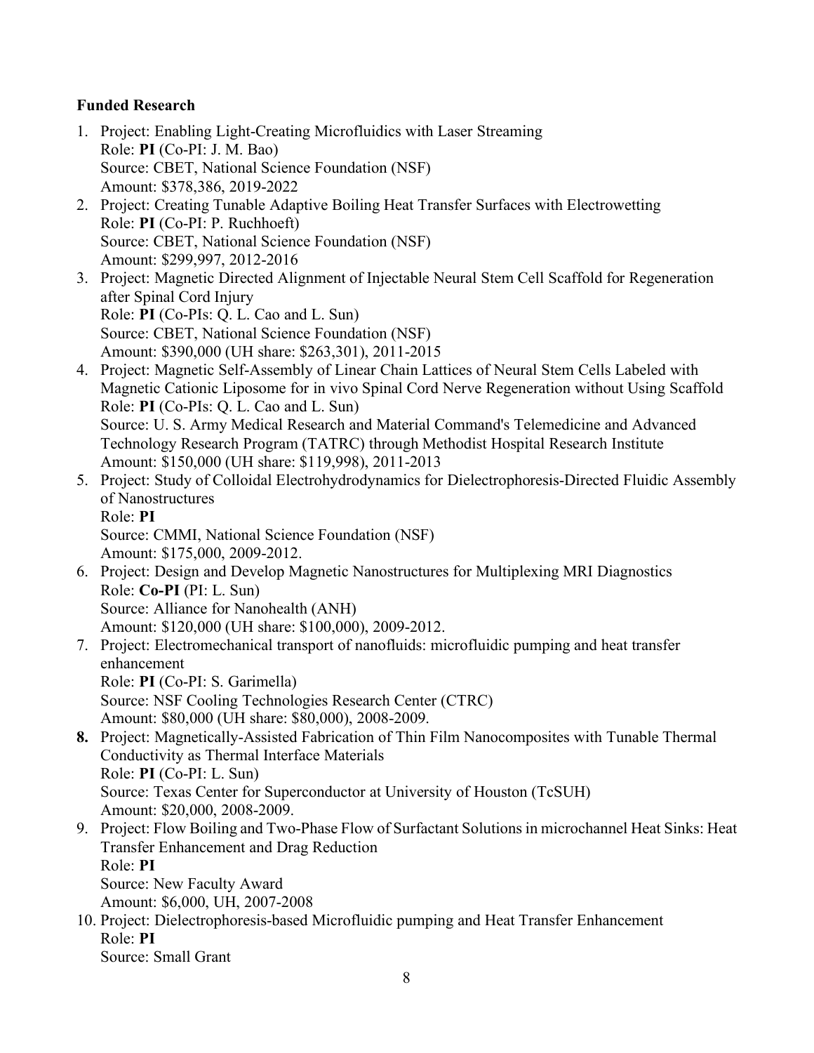**Funded Research**

1. Project: Enabling Light-Creating Microfluidics with Laser Streaming
   Role: **PI** (Co-PI: J. M. Bao)
   Source: CBET, National Science Foundation (NSF)
   Amount: $378,386, 2019-2022
2. Project: Creating Tunable Adaptive Boiling Heat Transfer Surfaces with Electrowetting
   Role: **PI** (Co-PI: P. Ruchhoeft)
   Source: CBET, National Science Foundation (NSF)
   Amount: $299,997, 2012-2016
3. Project: Magnetic Directed Alignment of Injectable Neural Stem Cell Scaffold for Regeneration after Spinal Cord Injury
   Role: **PI** (Co-PIs: Q. L. Cao and L. Sun)
   Source: CBET, National Science Foundation (NSF)
   Amount: $390,000 (UH share: $263,301), 2011-2015
4. Project: Magnetic Self-Assembly of Linear Chain Lattices of Neural Stem Cells Labeled with Magnetic Cationic Liposome for in vivo Spinal Cord Nerve Regeneration without Using Scaffold
   Role: **PI** (Co-PIs: Q. L. Cao and L. Sun)
   Source: U. S. Army Medical Research and Material Command's Telemedicine and Advanced Technology Research Program (TATRC) through Methodist Hospital Research Institute
   Amount: $150,000 (UH share: $119,998), 2011-2013
5. Project: Study of Colloidal Electrohydrodynamics for Dielectrophoresis-Directed Fluidic Assembly of Nanostructures
   Role: **PI**
   Source: CMMI, National Science Foundation (NSF)
   Amount: $175,000, 2009-2012.
6. Project: Design and Develop Magnetic Nanostructures for Multiplexing MRI Diagnostics
   Role: **Co-PI** (PI: L. Sun)
   Source: Alliance for Nanohealth (ANH)
   Amount: $120,000 (UH share: $100,000), 2009-2012.
7. Project: Electromechanical transport of nanofluids: microfluidic pumping and heat transfer enhancement
   Role: **PI** (Co-PI: S. Garimella)
   Source: NSF Cooling Technologies Research Center (CTRC)
   Amount: $80,000 (UH share: $80,000), 2008-2009.
8. Project: Magnetically-Assisted Fabrication of Thin Film Nanocomposites with Tunable Thermal Conductivity as Thermal Interface Materials
   Role: **PI** (Co-PI: L. Sun)
   Source: Texas Center for Superconductor at University of Houston (TcSUH)
   Amount: $20,000, 2008-2009.
9. Project: Flow Boiling and Two-Phase Flow of Surfactant Solutions in microchannel Heat Sinks: Heat Transfer Enhancement and Drag Reduction
   Role: **PI**
   Source: New Faculty Award
   Amount: $6,000, UH, 2007-2008
10. Project: Dielectrophoresis-based Microfluidic pumping and Heat Transfer Enhancement
    Role: **PI**
    Source: Small Grant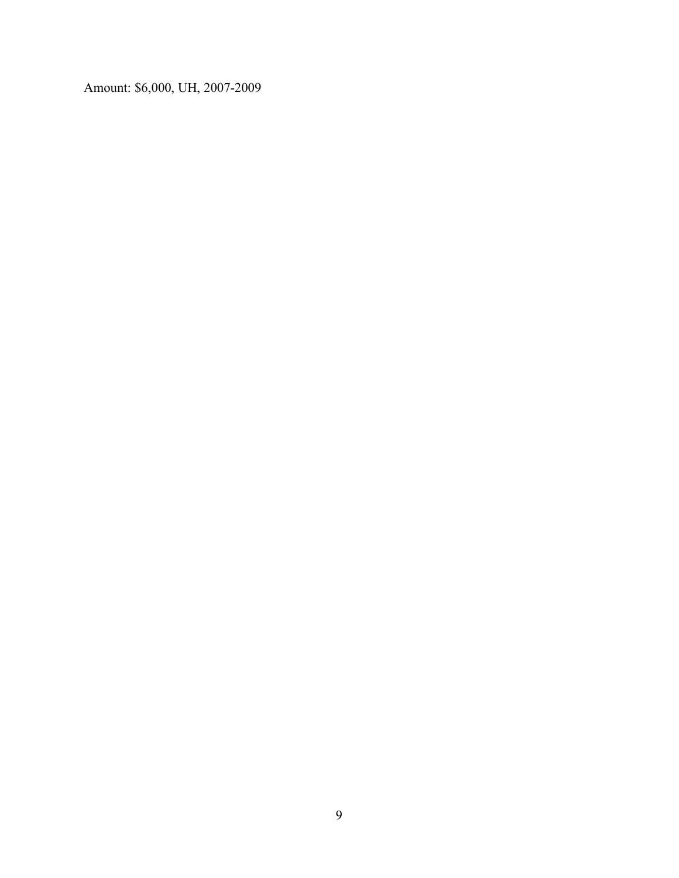Amount: $6,000, UH, 2007-2009